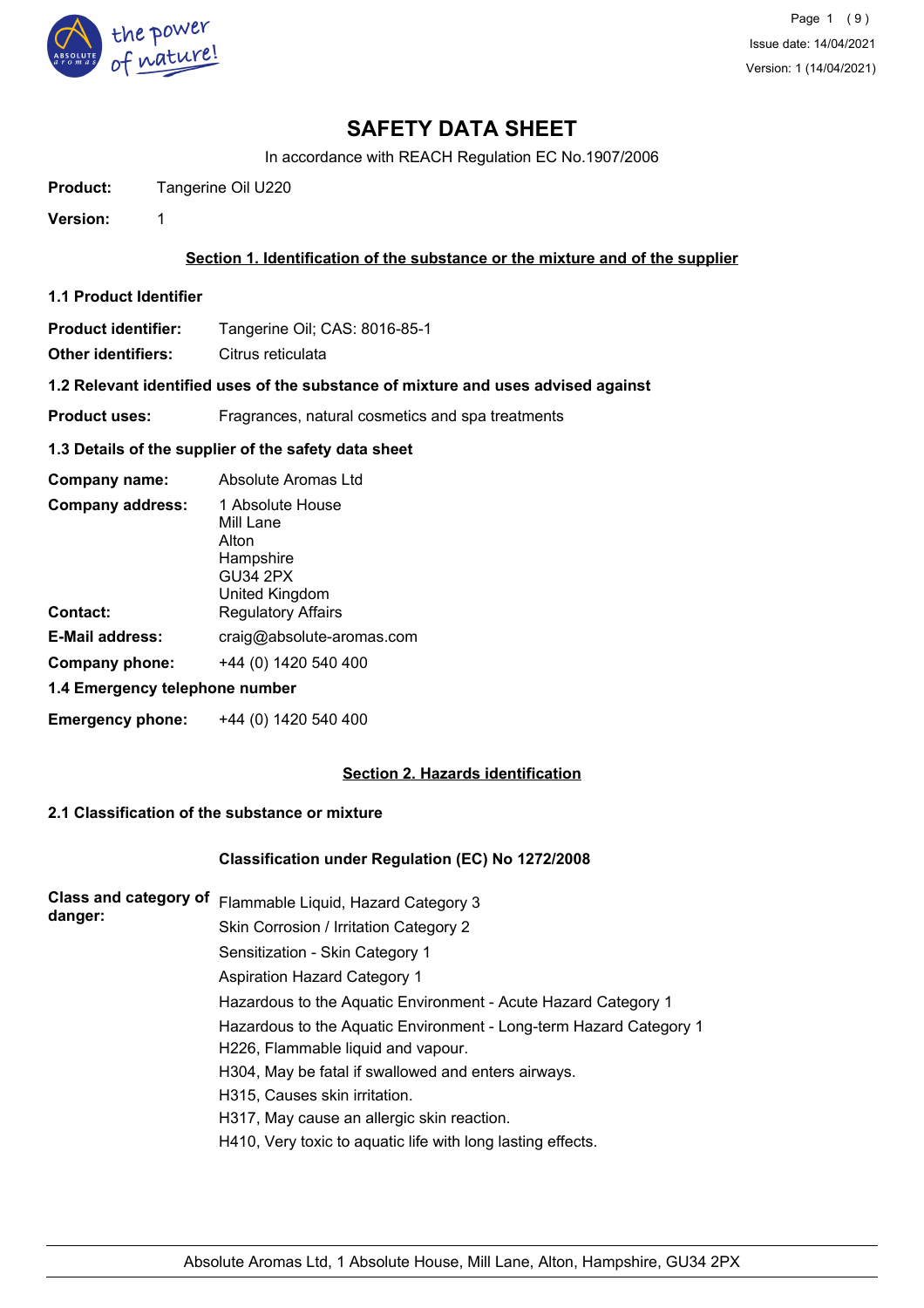# SAFETY DATA SHEET

In accordance with REACH Regulation EC No.1907/2006

**Product:** Tangerine Oil U220

**Version:** 1

## Section 1. Identification of the substance or the mixture and of the supplier

### 1.1 Product Identifier

**Product identifier:** Tangerine Oil; CAS: 8016-85-1

**Other identifiers:** Citrus reticulata

### 1.2 Relevant identified uses of the substance of mixture and uses advised against

**Product uses:** Fragrances, natural cosmetics and spa treatments

### 1.3 Details of the supplier of the safety data sheet

**Company name:** Absolute Aromas Ltd

**Company address:** 1 Absolute House
Mill Lane
Alton
Hampshire
GU34 2PX
United Kingdom

**Contact:** Regulatory Affairs

**E-Mail address:** craig@absolute-aromas.com

**Company phone:** +44 (0) 1420 540 400

### 1.4 Emergency telephone number

**Emergency phone:** +44 (0) 1420 540 400

## Section 2. Hazards identification

### 2.1 Classification of the substance or mixture

**Classification under Regulation (EC) No 1272/2008**

**Class and category of danger:**

Flammable Liquid, Hazard Category 3
Skin Corrosion / Irritation Category 2
Sensitization - Skin Category 1
Aspiration Hazard Category 1
Hazardous to the Aquatic Environment - Acute Hazard Category 1
Hazardous to the Aquatic Environment - Long-term Hazard Category 1
H226, Flammable liquid and vapour.
H304, May be fatal if swallowed and enters airways.
H315, Causes skin irritation.
H317, May cause an allergic skin reaction.
H410, Very toxic to aquatic life with long lasting effects.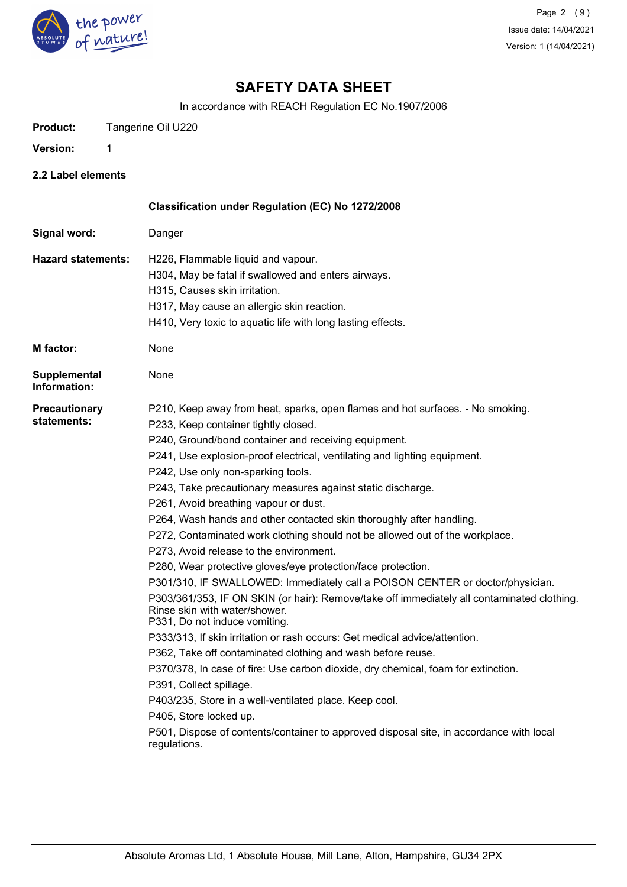# SAFETY DATA SHEET

In accordance with REACH Regulation EC No.1907/2006

**Product:** Tangerine Oil U220

**Version:** 1

### 2.2 Label elements

**Classification under Regulation (EC) No 1272/2008**

**Signal word:** Danger

**Hazard statements:**
H226, Flammable liquid and vapour.
H304, May be fatal if swallowed and enters airways.
H315, Causes skin irritation.
H317, May cause an allergic skin reaction.
H410, Very toxic to aquatic life with long lasting effects.

**M factor:** None

**Supplemental Information:** None

**Precautionary statements:**
P210, Keep away from heat, sparks, open flames and hot surfaces. - No smoking.
P233, Keep container tightly closed.
P240, Ground/bond container and receiving equipment.
P241, Use explosion-proof electrical, ventilating and lighting equipment.
P242, Use only non-sparking tools.
P243, Take precautionary measures against static discharge.
P261, Avoid breathing vapour or dust.
P264, Wash hands and other contacted skin thoroughly after handling.
P272, Contaminated work clothing should not be allowed out of the workplace.
P273, Avoid release to the environment.
P280, Wear protective gloves/eye protection/face protection.
P301/310, IF SWALLOWED: Immediately call a POISON CENTER or doctor/physician.
P303/361/353, IF ON SKIN (or hair): Remove/take off immediately all contaminated clothing. Rinse skin with water/shower.
P331, Do not induce vomiting.
P333/313, If skin irritation or rash occurs: Get medical advice/attention.
P362, Take off contaminated clothing and wash before reuse.
P370/378, In case of fire: Use carbon dioxide, dry chemical, foam for extinction.
P391, Collect spillage.
P403/235, Store in a well-ventilated place. Keep cool.
P405, Store locked up.
P501, Dispose of contents/container to approved disposal site, in accordance with local regulations.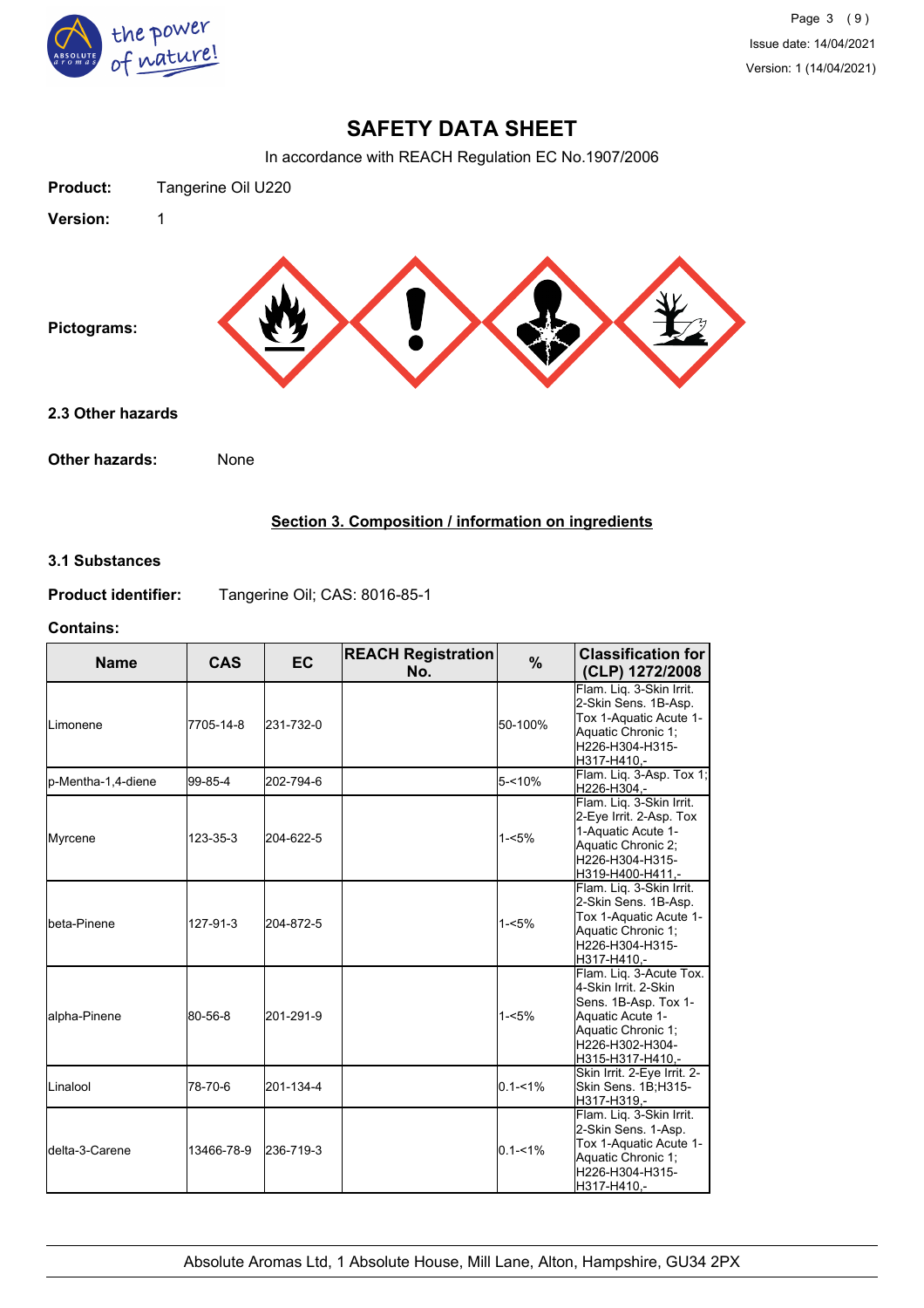# SAFETY DATA SHEET

In accordance with REACH Regulation EC No.1907/2006

**Product:** Tangerine Oil U220

**Version:** 1

**Pictograms:**

### 2.3 Other hazards

**Other hazards:** None

## Section 3. Composition / information on ingredients

### 3.1 Substances

**Product identifier:** Tangerine Oil; CAS: 8016-85-1

**Contains:**

| Name | CAS | EC | REACH Registration No. | % | Classification for (CLP) 1272/2008 |
|---|---|---|---|---|---|
| Limonene | 7705-14-8 | 231-732-0 | | 50-100% | Flam. Liq. 3-Skin Irrit. 2-Skin Sens. 1B-Asp. Tox 1-Aquatic Acute 1-Aquatic Chronic 1; H226-H304-H315-H317-H410,- |
| p-Mentha-1,4-diene | 99-85-4 | 202-794-6 | | 5-<10% | Flam. Liq. 3-Asp. Tox 1; H226-H304,- |
| Myrcene | 123-35-3 | 204-622-5 | | 1-<5% | Flam. Liq. 3-Skin Irrit. 2-Eye Irrit. 2-Asp. Tox 1-Aquatic Acute 1-Aquatic Chronic 2; H226-H304-H315-H319-H400-H411,- |
| beta-Pinene | 127-91-3 | 204-872-5 | | 1-<5% | Flam. Liq. 3-Skin Irrit. 2-Skin Sens. 1B-Asp. Tox 1-Aquatic Acute 1-Aquatic Chronic 1; H226-H304-H315-H317-H410,- |
| alpha-Pinene | 80-56-8 | 201-291-9 | | 1-<5% | Flam. Liq. 3-Acute Tox. 4-Skin Irrit. 2-Skin Sens. 1B-Asp. Tox 1-Aquatic Acute 1-Aquatic Chronic 1; H226-H302-H304-H315-H317-H410,- |
| Linalool | 78-70-6 | 201-134-4 | | 0.1-<1% | Skin Irrit. 2-Eye Irrit. 2-Skin Sens. 1B;H315-H317-H319,- |
| delta-3-Carene | 13466-78-9 | 236-719-3 | | 0.1-<1% | Flam. Liq. 3-Skin Irrit. 2-Skin Sens. 1-Asp. Tox 1-Aquatic Acute 1-Aquatic Chronic 1; H226-H304-H315-H317-H410,- |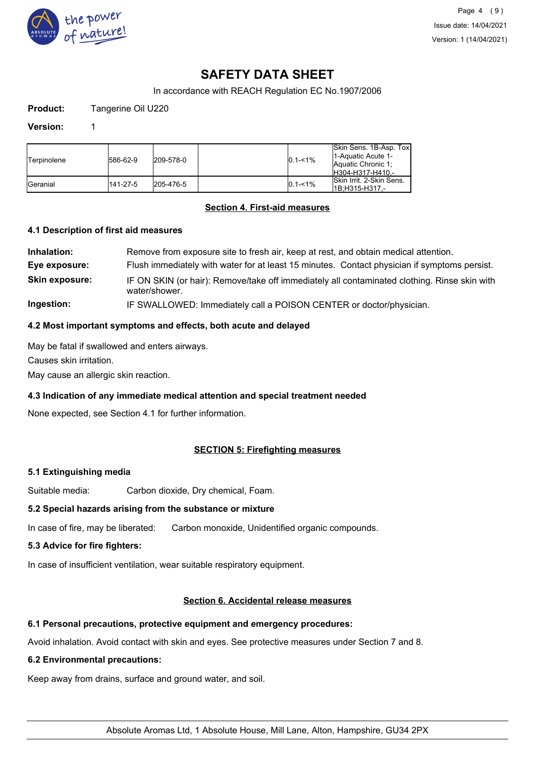**Product:** Tangerine Oil U220

**Version:** 1

| | | | | | |
|---|---|---|---|---|---|
| Terpinolene | 586-62-9 | 209-578-0 | | 0.1-<1% | Skin Sens. 1B-Asp. Tox 1-Aquatic Acute 1-Aquatic Chronic 1;H304-H317-H410,- |
| Geranial | 141-27-5 | 205-476-5 | | 0.1-<1% | Skin Irrit. 2-Skin Sens. 1B;H315-H317,- |

## Section 4. First-aid measures

### 4.1 Description of first aid measures

**Inhalation:** Remove from exposure site to fresh air, keep at rest, and obtain medical attention.

**Eye exposure:** Flush immediately with water for at least 15 minutes. Contact physician if symptoms persist.

**Skin exposure:** IF ON SKIN (or hair): Remove/take off immediately all contaminated clothing. Rinse skin with water/shower.

**Ingestion:** IF SWALLOWED: Immediately call a POISON CENTER or doctor/physician.

### 4.2 Most important symptoms and effects, both acute and delayed

May be fatal if swallowed and enters airways.

Causes skin irritation.

May cause an allergic skin reaction.

### 4.3 Indication of any immediate medical attention and special treatment needed

None expected, see Section 4.1 for further information.

## SECTION 5: Firefighting measures

### 5.1 Extinguishing media

Suitable media: Carbon dioxide, Dry chemical, Foam.

### 5.2 Special hazards arising from the substance or mixture

In case of fire, may be liberated: Carbon monoxide, Unidentified organic compounds.

### 5.3 Advice for fire fighters:

In case of insufficient ventilation, wear suitable respiratory equipment.

## Section 6. Accidental release measures

### 6.1 Personal precautions, protective equipment and emergency procedures:

Avoid inhalation. Avoid contact with skin and eyes. See protective measures under Section 7 and 8.

### 6.2 Environmental precautions:

Keep away from drains, surface and ground water, and soil.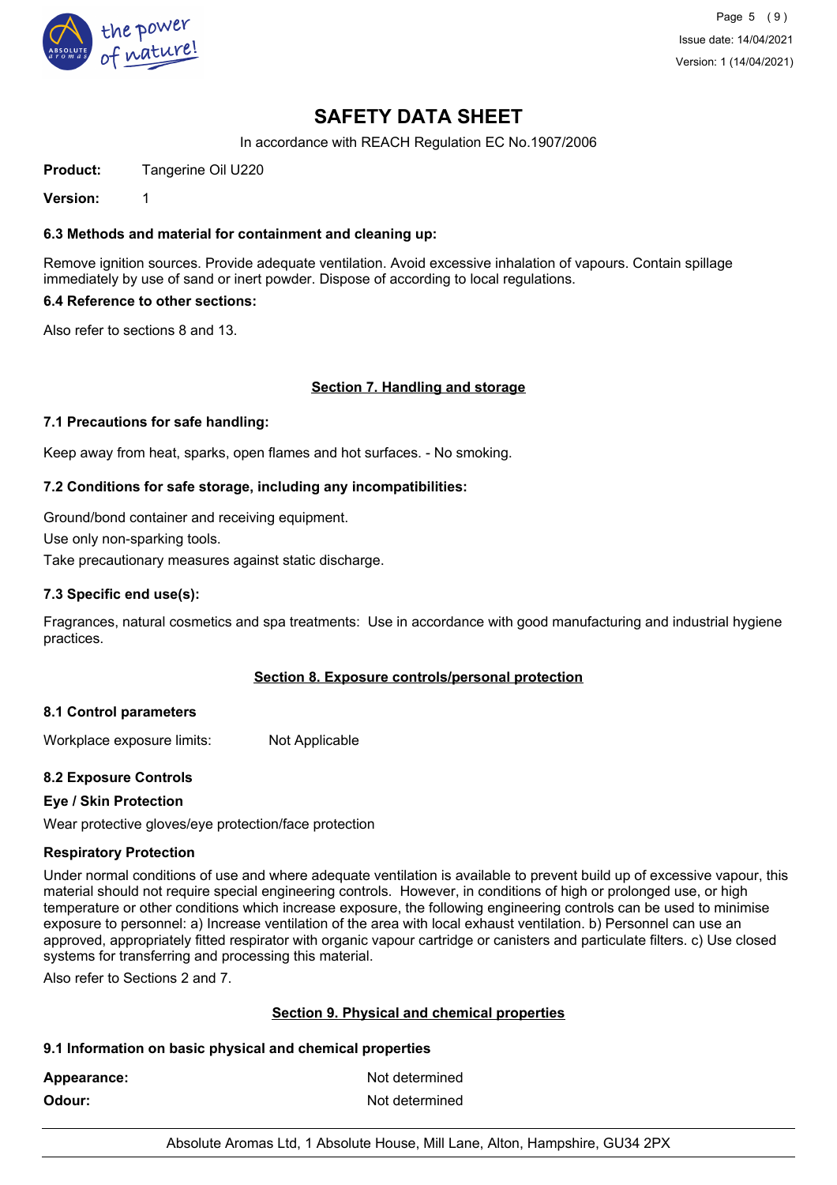# SAFETY DATA SHEET

In accordance with REACH Regulation EC No.1907/2006

**Product:** Tangerine Oil U220

**Version:** 1

### 6.3 Methods and material for containment and cleaning up:

Remove ignition sources. Provide adequate ventilation. Avoid excessive inhalation of vapours. Contain spillage immediately by use of sand or inert powder. Dispose of according to local regulations.

### 6.4 Reference to other sections:

Also refer to sections 8 and 13.

## Section 7. Handling and storage

### 7.1 Precautions for safe handling:

Keep away from heat, sparks, open flames and hot surfaces. - No smoking.

### 7.2 Conditions for safe storage, including any incompatibilities:

Ground/bond container and receiving equipment.

Use only non-sparking tools.

Take precautionary measures against static discharge.

### 7.3 Specific end use(s):

Fragrances, natural cosmetics and spa treatments: Use in accordance with good manufacturing and industrial hygiene practices.

## Section 8. Exposure controls/personal protection

### 8.1 Control parameters

Workplace exposure limits: Not Applicable

### 8.2 Exposure Controls

**Eye / Skin Protection**

Wear protective gloves/eye protection/face protection

**Respiratory Protection**

Under normal conditions of use and where adequate ventilation is available to prevent build up of excessive vapour, this material should not require special engineering controls. However, in conditions of high or prolonged use, or high temperature or other conditions which increase exposure, the following engineering controls can be used to minimise exposure to personnel: a) Increase ventilation of the area with local exhaust ventilation. b) Personnel can use an approved, appropriately fitted respirator with organic vapour cartridge or canisters and particulate filters. c) Use closed systems for transferring and processing this material.

Also refer to Sections 2 and 7.

## Section 9. Physical and chemical properties

### 9.1 Information on basic physical and chemical properties

**Appearance:** Not determined

**Odour:** Not determined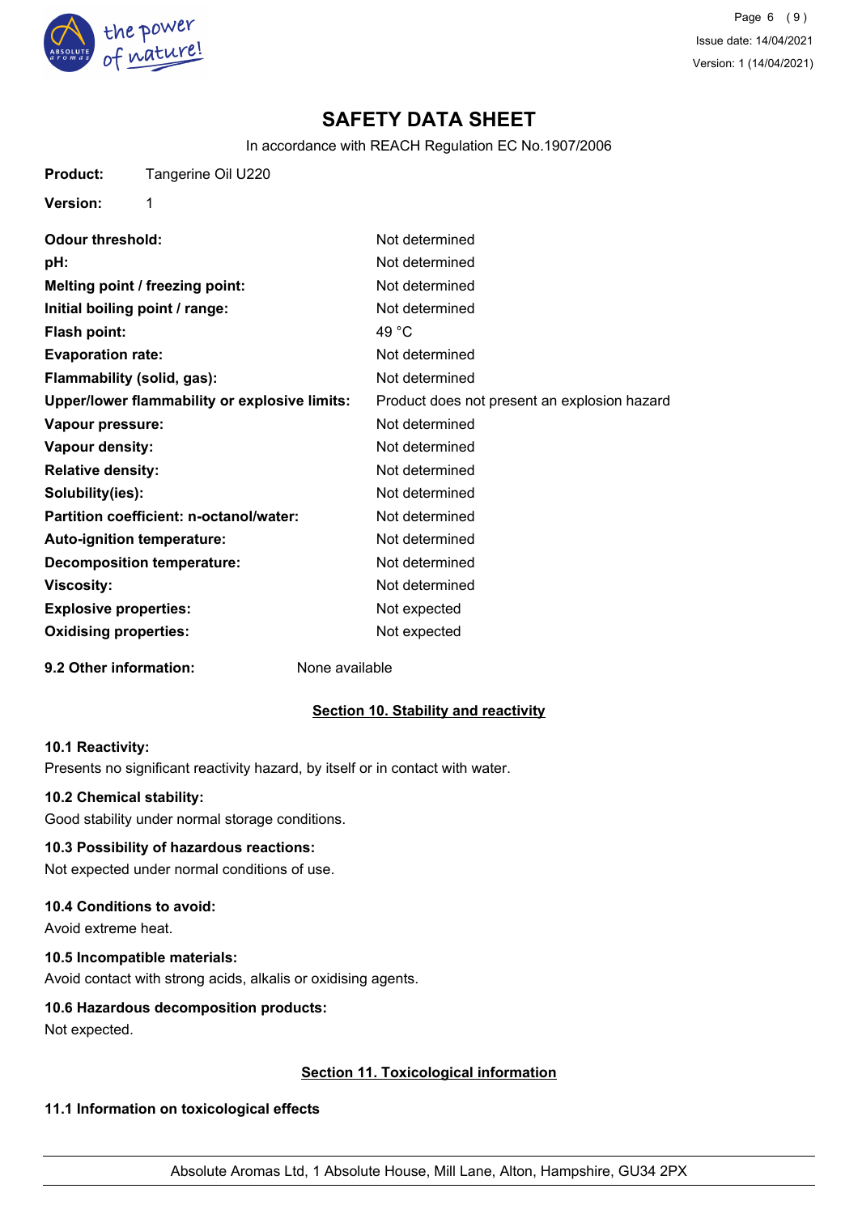# SAFETY DATA SHEET

In accordance with REACH Regulation EC No.1907/2006

**Product:** Tangerine Oil U220

**Version:** 1

| | |
|---|---|
| **Odour threshold:** | Not determined |
| **pH:** | Not determined |
| **Melting point / freezing point:** | Not determined |
| **Initial boiling point / range:** | Not determined |
| **Flash point:** | 49 °C |
| **Evaporation rate:** | Not determined |
| **Flammability (solid, gas):** | Not determined |
| **Upper/lower flammability or explosive limits:** | Product does not present an explosion hazard |
| **Vapour pressure:** | Not determined |
| **Vapour density:** | Not determined |
| **Relative density:** | Not determined |
| **Solubility(ies):** | Not determined |
| **Partition coefficient: n-octanol/water:** | Not determined |
| **Auto-ignition temperature:** | Not determined |
| **Decomposition temperature:** | Not determined |
| **Viscosity:** | Not determined |
| **Explosive properties:** | Not expected |
| **Oxidising properties:** | Not expected |

**9.2 Other information:** None available

## Section 10. Stability and reactivity

### 10.1 Reactivity:
Presents no significant reactivity hazard, by itself or in contact with water.

### 10.2 Chemical stability:
Good stability under normal storage conditions.

### 10.3 Possibility of hazardous reactions:
Not expected under normal conditions of use.

### 10.4 Conditions to avoid:
Avoid extreme heat.

### 10.5 Incompatible materials:
Avoid contact with strong acids, alkalis or oxidising agents.

### 10.6 Hazardous decomposition products:
Not expected.

## Section 11. Toxicological information

### 11.1 Information on toxicological effects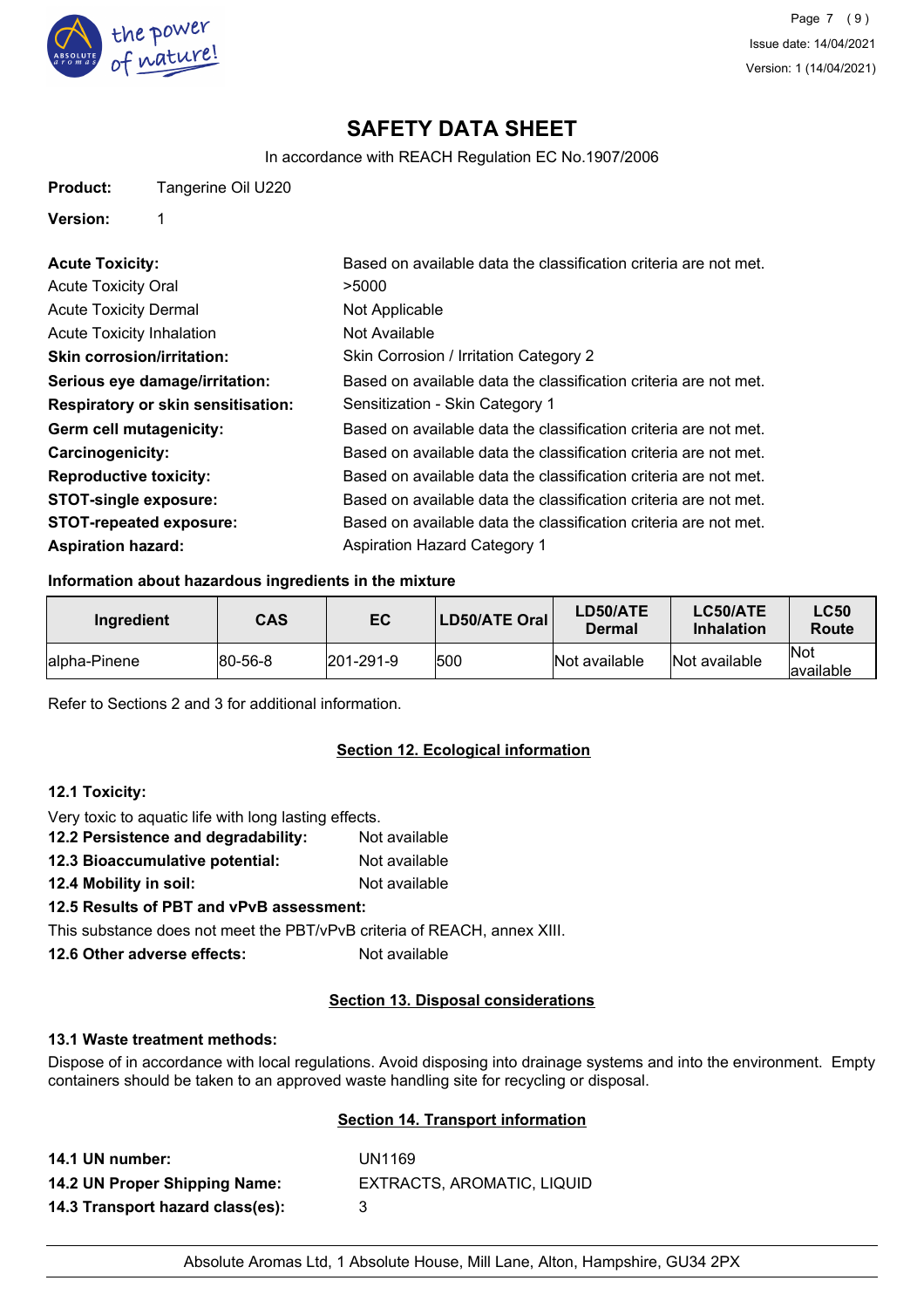# SAFETY DATA SHEET

In accordance with REACH Regulation EC No.1907/2006

**Product:** Tangerine Oil U220

**Version:** 1

**Acute Toxicity:** Based on available data the classification criteria are not met.

Acute Toxicity Oral >5000

Acute Toxicity Dermal Not Applicable

Acute Toxicity Inhalation Not Available

**Skin corrosion/irritation:** Skin Corrosion / Irritation Category 2

**Serious eye damage/irritation:** Based on available data the classification criteria are not met.

**Respiratory or skin sensitisation:** Sensitization - Skin Category 1

**Germ cell mutagenicity:** Based on available data the classification criteria are not met.

**Carcinogenicity:** Based on available data the classification criteria are not met.

**Reproductive toxicity:** Based on available data the classification criteria are not met.

**STOT-single exposure:** Based on available data the classification criteria are not met.

**STOT-repeated exposure:** Based on available data the classification criteria are not met.

**Aspiration hazard:** Aspiration Hazard Category 1

**Information about hazardous ingredients in the mixture**

| Ingredient | CAS | EC | LD50/ATE Oral | LD50/ATE Dermal | LC50/ATE Inhalation | LC50 Route |
|---|---|---|---|---|---|---|
| alpha-Pinene | 80-56-8 | 201-291-9 | 500 | Not available | Not available | Not available |

Refer to Sections 2 and 3 for additional information.

## Section 12. Ecological information

**12.1 Toxicity:**

Very toxic to aquatic life with long lasting effects.

**12.2 Persistence and degradability:** Not available

**12.3 Bioaccumulative potential:** Not available

**12.4 Mobility in soil:** Not available

**12.5 Results of PBT and vPvB assessment:**

This substance does not meet the PBT/vPvB criteria of REACH, annex XIII.

**12.6 Other adverse effects:** Not available

## Section 13. Disposal considerations

**13.1 Waste treatment methods:**

Dispose of in accordance with local regulations. Avoid disposing into drainage systems and into the environment. Empty containers should be taken to an approved waste handling site for recycling or disposal.

## Section 14. Transport information

**14.1 UN number:** UN1169

**14.2 UN Proper Shipping Name:** EXTRACTS, AROMATIC, LIQUID

**14.3 Transport hazard class(es):** 3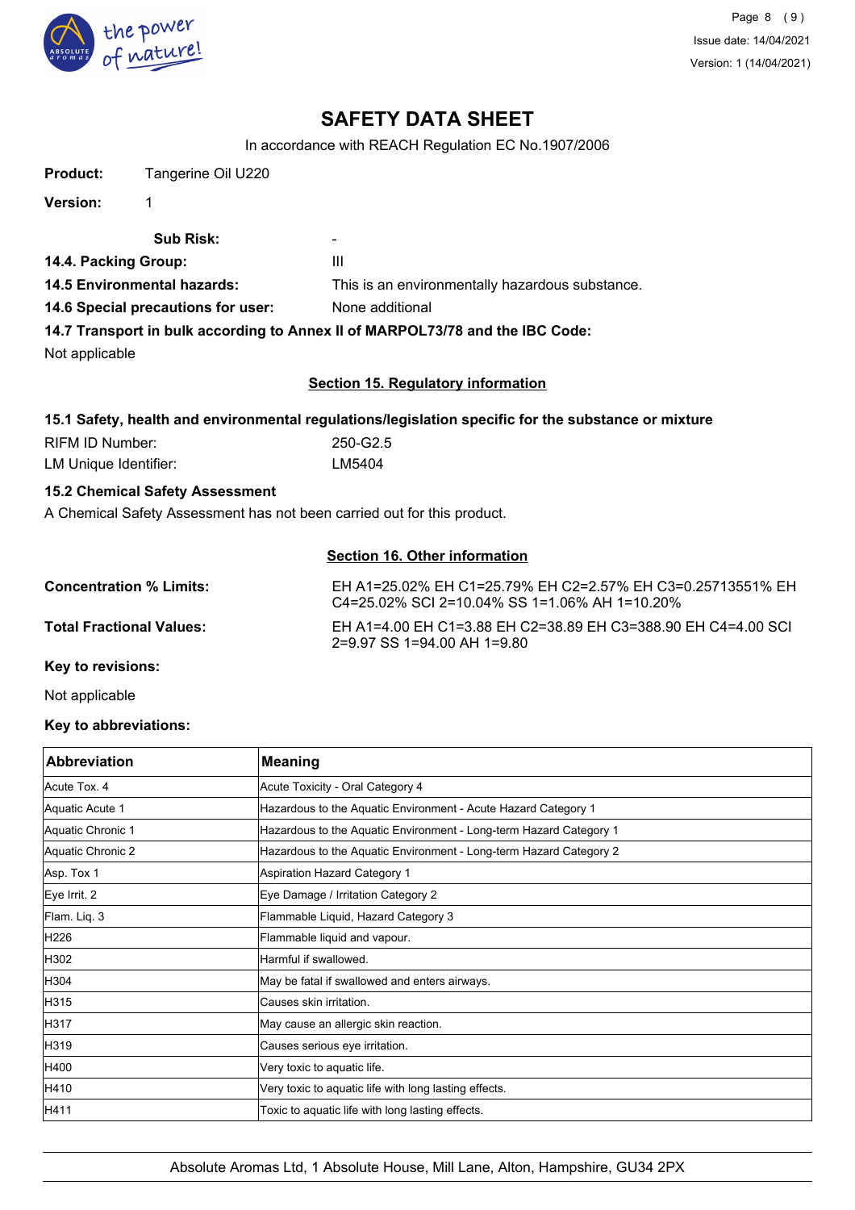# SAFETY DATA SHEET

In accordance with REACH Regulation EC No.1907/2006

**Product:** Tangerine Oil U220

**Version:** 1

**Sub Risk:** -

**14.4. Packing Group:** III

**14.5 Environmental hazards:** This is an environmentally hazardous substance.

**14.6 Special precautions for user:** None additional

**14.7 Transport in bulk according to Annex II of MARPOL73/78 and the IBC Code:**

Not applicable

## Section 15. Regulatory information

**15.1 Safety, health and environmental regulations/legislation specific for the substance or mixture**

RIFM ID Number: 250-G2.5

LM Unique Identifier: LM5404

**15.2 Chemical Safety Assessment**

A Chemical Safety Assessment has not been carried out for this product.

## Section 16. Other information

**Concentration % Limits:** EH A1=25.02% EH C1=25.79% EH C2=2.57% EH C3=0.25713551% EH C4=25.02% SCI 2=10.04% SS 1=1.06% AH 1=10.20%

**Total Fractional Values:** EH A1=4.00 EH C1=3.88 EH C2=38.89 EH C3=388.90 EH C4=4.00 SCI 2=9.97 SS 1=94.00 AH 1=9.80

**Key to revisions:**

Not applicable

**Key to abbreviations:**

| Abbreviation | Meaning |
|---|---|
| Acute Tox. 4 | Acute Toxicity - Oral Category 4 |
| Aquatic Acute 1 | Hazardous to the Aquatic Environment - Acute Hazard Category 1 |
| Aquatic Chronic 1 | Hazardous to the Aquatic Environment - Long-term Hazard Category 1 |
| Aquatic Chronic 2 | Hazardous to the Aquatic Environment - Long-term Hazard Category 2 |
| Asp. Tox 1 | Aspiration Hazard Category 1 |
| Eye Irrit. 2 | Eye Damage / Irritation Category 2 |
| Flam. Liq. 3 | Flammable Liquid, Hazard Category 3 |
| H226 | Flammable liquid and vapour. |
| H302 | Harmful if swallowed. |
| H304 | May be fatal if swallowed and enters airways. |
| H315 | Causes skin irritation. |
| H317 | May cause an allergic skin reaction. |
| H319 | Causes serious eye irritation. |
| H400 | Very toxic to aquatic life. |
| H410 | Very toxic to aquatic life with long lasting effects. |
| H411 | Toxic to aquatic life with long lasting effects. |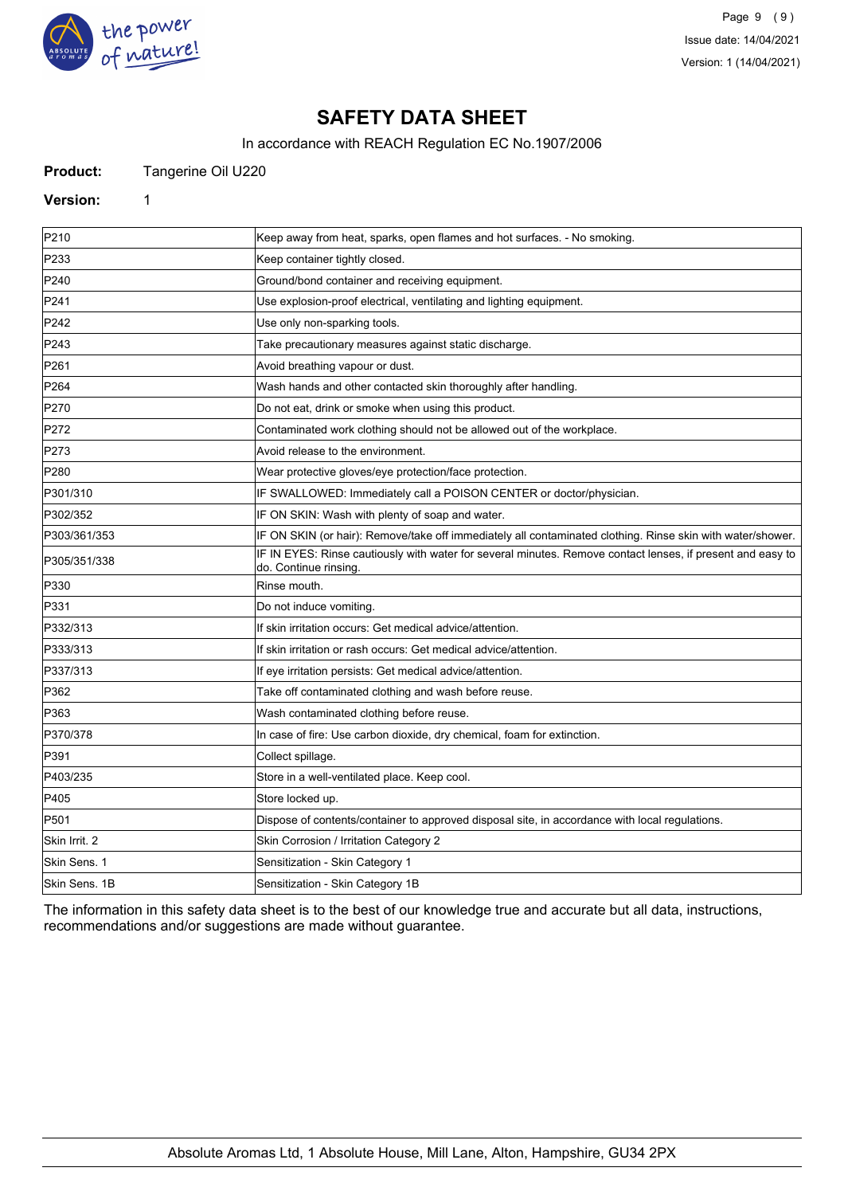# SAFETY DATA SHEET

In accordance with REACH Regulation EC No.1907/2006

**Product:** Tangerine Oil U220

**Version:** 1

| | |
|---|---|
| P210 | Keep away from heat, sparks, open flames and hot surfaces. - No smoking. |
| P233 | Keep container tightly closed. |
| P240 | Ground/bond container and receiving equipment. |
| P241 | Use explosion-proof electrical, ventilating and lighting equipment. |
| P242 | Use only non-sparking tools. |
| P243 | Take precautionary measures against static discharge. |
| P261 | Avoid breathing vapour or dust. |
| P264 | Wash hands and other contacted skin thoroughly after handling. |
| P270 | Do not eat, drink or smoke when using this product. |
| P272 | Contaminated work clothing should not be allowed out of the workplace. |
| P273 | Avoid release to the environment. |
| P280 | Wear protective gloves/eye protection/face protection. |
| P301/310 | IF SWALLOWED: Immediately call a POISON CENTER or doctor/physician. |
| P302/352 | IF ON SKIN: Wash with plenty of soap and water. |
| P303/361/353 | IF ON SKIN (or hair): Remove/take off immediately all contaminated clothing. Rinse skin with water/shower. |
| P305/351/338 | IF IN EYES: Rinse cautiously with water for several minutes. Remove contact lenses, if present and easy to do. Continue rinsing. |
| P330 | Rinse mouth. |
| P331 | Do not induce vomiting. |
| P332/313 | If skin irritation occurs: Get medical advice/attention. |
| P333/313 | If skin irritation or rash occurs: Get medical advice/attention. |
| P337/313 | If eye irritation persists: Get medical advice/attention. |
| P362 | Take off contaminated clothing and wash before reuse. |
| P363 | Wash contaminated clothing before reuse. |
| P370/378 | In case of fire: Use carbon dioxide, dry chemical, foam for extinction. |
| P391 | Collect spillage. |
| P403/235 | Store in a well-ventilated place. Keep cool. |
| P405 | Store locked up. |
| P501 | Dispose of contents/container to approved disposal site, in accordance with local regulations. |
| Skin Irrit. 2 | Skin Corrosion / Irritation Category 2 |
| Skin Sens. 1 | Sensitization - Skin Category 1 |
| Skin Sens. 1B | Sensitization - Skin Category 1B |

The information in this safety data sheet is to the best of our knowledge true and accurate but all data, instructions, recommendations and/or suggestions are made without guarantee.

Absolute Aromas Ltd, 1 Absolute House, Mill Lane, Alton, Hampshire, GU34 2PX